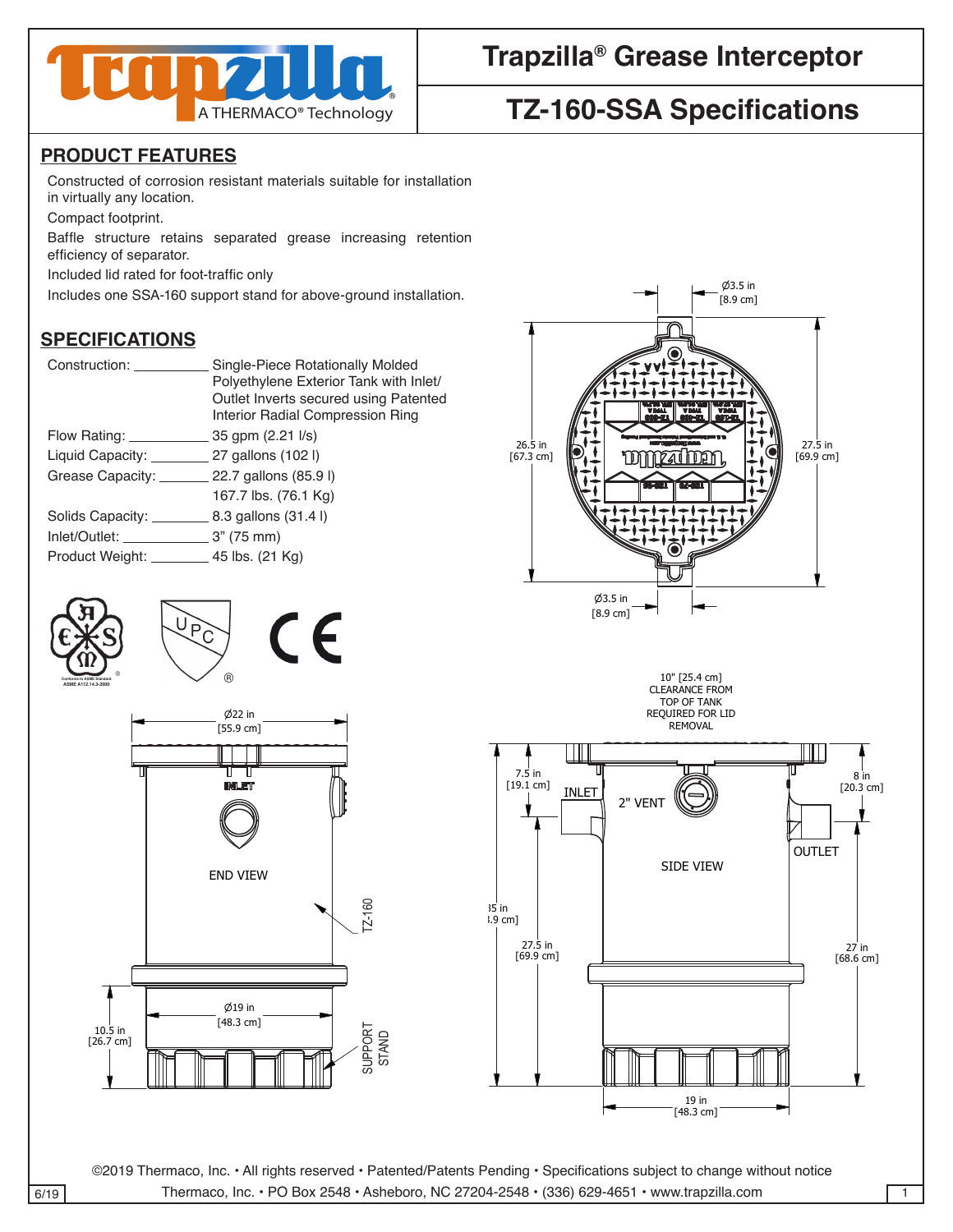# Trapzilla® Grease Interceptor

## TZ-160-SSA Specifications

## PRODUCT FEATURES

Constructed of corrosion resistant materials suitable for installation in virtually any location.

Compact footprint.

Baffle structure retains separated grease increasing retention efficiency of separator.

Included lid rated for foot-traffic only

Includes one SSA-160 support stand for above-ground installation.

## SPECIFICATIONS

| | |
|---|---|
| Construction: | Single-Piece Rotationally Molded Polyethylene Exterior Tank with Inlet/ Outlet Inverts secured using Patented Interior Radial Compression Ring |
| Flow Rating: | 35 gpm (2.21 l/s) |
| Liquid Capacity: | 27 gallons (102 l) |
| Grease Capacity: | 22.7 gallons (85.9 l)<br>167.7 lbs. (76.1 Kg) |
| Solids Capacity: | 8.3 gallons (31.4 l) |
| Inlet/Outlet: | 3" (75 mm) |
| Product Weight: | 45 lbs. (21 Kg) |

Ø3.5 in [8.9 cm]

26.5 in [67.3 cm]

27.5 in [69.9 cm]

Ø3.5 in [8.9 cm]

10" [25.4 cm] CLEARANCE FROM TOP OF TANK REQUIRED FOR LID REMOVAL

Ø22 in [55.9 cm]

INLET

END VIEW

TZ-160

Ø19 in [48.3 cm]

10.5 in [26.7 cm]

SUPPORT STAND

7.5 in [19.1 cm]

INLET

2" VENT

8 in [20.3 cm]

OUTLET

SIDE VIEW

35 in [88.9 cm]

27.5 in [69.9 cm]

27 in [68.6 cm]

19 in [48.3 cm]

©2019 Thermaco, Inc. • All rights reserved • Patented/Patents Pending • Specifications subject to change without notice

Thermaco, Inc. • PO Box 2548 • Asheboro, NC 27204-2548 • (336) 629-4651 • www.trapzilla.com

6/19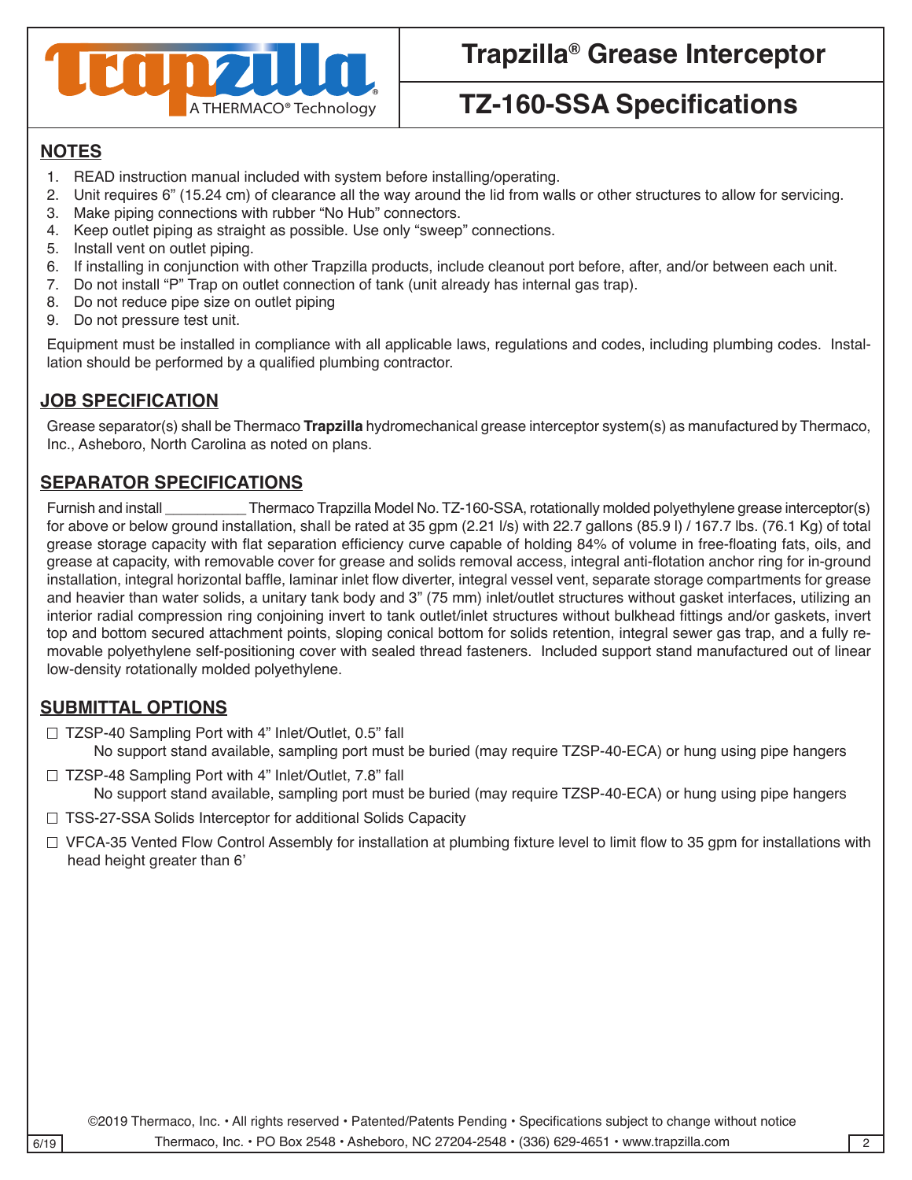# Trapzilla® Grease Interceptor

# TZ-160-SSA Specifications

## NOTES

1. READ instruction manual included with system before installing/operating.
2. Unit requires 6" (15.24 cm) of clearance all the way around the lid from walls or other structures to allow for servicing.
3. Make piping connections with rubber "No Hub" connectors.
4. Keep outlet piping as straight as possible. Use only "sweep" connections.
5. Install vent on outlet piping.
6. If installing in conjunction with other Trapzilla products, include cleanout port before, after, and/or between each unit.
7. Do not install "P" Trap on outlet connection of tank (unit already has internal gas trap).
8. Do not reduce pipe size on outlet piping
9. Do not pressure test unit.

Equipment must be installed in compliance with all applicable laws, regulations and codes, including plumbing codes. Installation should be performed by a qualified plumbing contractor.

## JOB SPECIFICATION

Grease separator(s) shall be Thermaco **Trapzilla** hydromechanical grease interceptor system(s) as manufactured by Thermaco, Inc., Asheboro, North Carolina as noted on plans.

## SEPARATOR SPECIFICATIONS

Furnish and install __________ Thermaco Trapzilla Model No. TZ-160-SSA, rotationally molded polyethylene grease interceptor(s) for above or below ground installation, shall be rated at 35 gpm (2.21 l/s) with 22.7 gallons (85.9 l) / 167.7 lbs. (76.1 Kg) of total grease storage capacity with flat separation efficiency curve capable of holding 84% of volume in free-floating fats, oils, and grease at capacity, with removable cover for grease and solids removal access, integral anti-flotation anchor ring for in-ground installation, integral horizontal baffle, laminar inlet flow diverter, integral vessel vent, separate storage compartments for grease and heavier than water solids, a unitary tank body and 3" (75 mm) inlet/outlet structures without gasket interfaces, utilizing an interior radial compression ring conjoining invert to tank outlet/inlet structures without bulkhead fittings and/or gaskets, invert top and bottom secured attachment points, sloping conical bottom for solids retention, integral sewer gas trap, and a fully removable polyethylene self-positioning cover with sealed thread fasteners. Included support stand manufactured out of linear low-density rotationally molded polyethylene.

## SUBMITTAL OPTIONS

- ☐ TZSP-40 Sampling Port with 4" Inlet/Outlet, 0.5" fall
  No support stand available, sampling port must be buried (may require TZSP-40-ECA) or hung using pipe hangers
- ☐ TZSP-48 Sampling Port with 4" Inlet/Outlet, 7.8" fall
  No support stand available, sampling port must be buried (may require TZSP-40-ECA) or hung using pipe hangers
- ☐ TSS-27-SSA Solids Interceptor for additional Solids Capacity
- ☐ VFCA-35 Vented Flow Control Assembly for installation at plumbing fixture level to limit flow to 35 gpm for installations with head height greater than 6'

©2019 Thermaco, Inc. • All rights reserved • Patented/Patents Pending • Specifications subject to change without notice
Thermaco, Inc. • PO Box 2548 • Asheboro, NC 27204-2548 • (336) 629-4651 • www.trapzilla.com